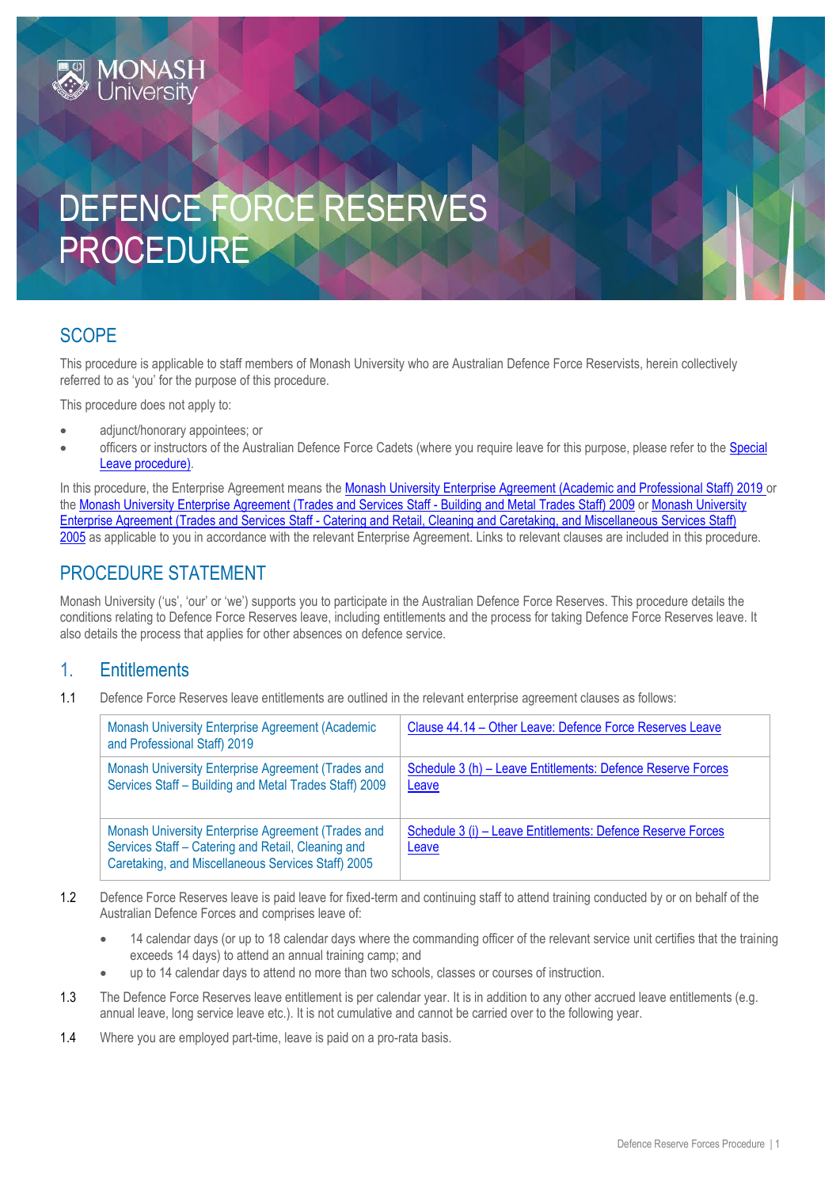# DEFENCE FORCE RESERVES PROCEDURE

## SCOPE

This procedure is applicable to staff members of Monash University who are Australian Defence Force Reservists, herein collectively referred to as 'you' for the purpose of this procedure.

This procedure does not apply to:

- adjunct/honorary appointees; or
- officers or instructors of the Australian Defence Force Cadets (where you require leave for this purpose, please refer to the Special Leave procedure).

In this procedure, the Enterprise Agreement means the Monash University Enterprise Agreement (Academic and Professional Staff) 2019 or the Monash University Enterprise Agreement (Trades and Services Staff - Building and Metal Trades Staff) 2009 or Monash University Enterprise Agreement (Trades and Services Staff - Catering and Retail, Cleaning and Caretaking, and Miscellaneous Services Staff) 2005 as applicable to you in accordance with the relevant Enterprise Agreement. Links to relevant clauses are included in this procedure.

## PROCEDURE STATEMENT

Monash University ('us', 'our' or 'we') supports you to participate in the Australian Defence Force Reserves. This procedure details the conditions relating to Defence Force Reserves leave, including entitlements and the process for taking Defence Force Reserves leave. It also details the process that applies for other absences on defence service.

## 1. Entitlements

1.1 Defence Force Reserves leave entitlements are outlined in the relevant enterprise agreement clauses as follows:

| Enterprise Agreement | Clause |
|---|---|
| Monash University Enterprise Agreement (Academic and Professional Staff) 2019 | Clause 44.14 – Other Leave: Defence Force Reserves Leave |
| Monash University Enterprise Agreement (Trades and Services Staff – Building and Metal Trades Staff) 2009 | Schedule 3 (h) – Leave Entitlements: Defence Reserve Forces Leave |
| Monash University Enterprise Agreement (Trades and Services Staff – Catering and Retail, Cleaning and Caretaking, and Miscellaneous Services Staff) 2005 | Schedule 3 (i) – Leave Entitlements: Defence Reserve Forces Leave |

1.2 Defence Force Reserves leave is paid leave for fixed-term and continuing staff to attend training conducted by or on behalf of the Australian Defence Forces and comprises leave of:

- 14 calendar days (or up to 18 calendar days where the commanding officer of the relevant service unit certifies that the training exceeds 14 days) to attend an annual training camp; and
- up to 14 calendar days to attend no more than two schools, classes or courses of instruction.

1.3 The Defence Force Reserves leave entitlement is per calendar year. It is in addition to any other accrued leave entitlements (e.g. annual leave, long service leave etc.). It is not cumulative and cannot be carried over to the following year.

1.4 Where you are employed part-time, leave is paid on a pro-rata basis.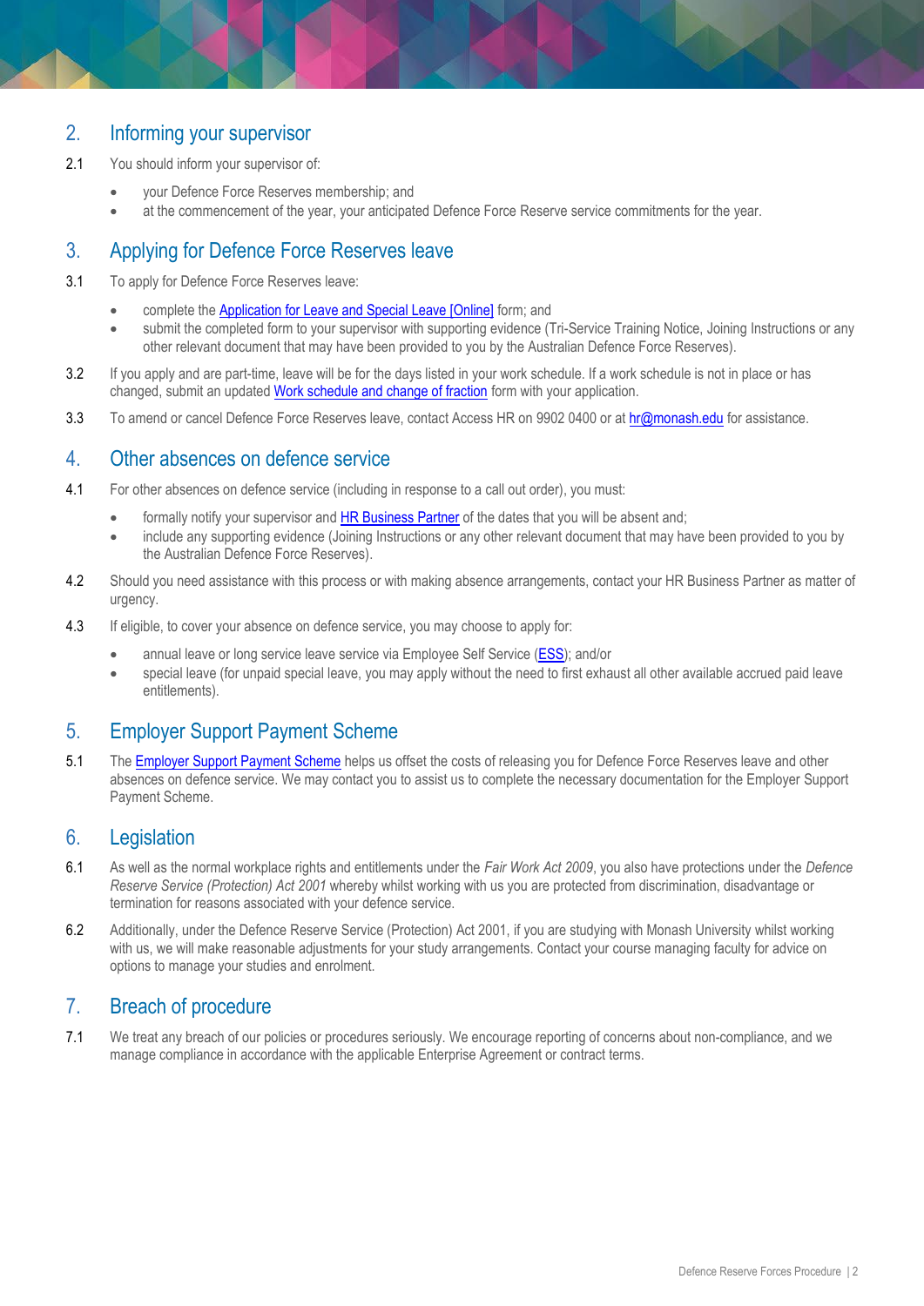## 2. Informing your supervisor

2.1 You should inform your supervisor of:

- your Defence Force Reserves membership; and
- at the commencement of the year, your anticipated Defence Force Reserve service commitments for the year.

## 3. Applying for Defence Force Reserves leave

3.1 To apply for Defence Force Reserves leave:

- complete the Application for Leave and Special Leave [Online] form; and
- submit the completed form to your supervisor with supporting evidence (Tri-Service Training Notice, Joining Instructions or any other relevant document that may have been provided to you by the Australian Defence Force Reserves).

3.2 If you apply and are part-time, leave will be for the days listed in your work schedule. If a work schedule is not in place or has changed, submit an updated Work schedule and change of fraction form with your application.

3.3 To amend or cancel Defence Force Reserves leave, contact Access HR on 9902 0400 or at hr@monash.edu for assistance.

## 4. Other absences on defence service

4.1 For other absences on defence service (including in response to a call out order), you must:

- formally notify your supervisor and HR Business Partner of the dates that you will be absent and;
- include any supporting evidence (Joining Instructions or any other relevant document that may have been provided to you by the Australian Defence Force Reserves).

4.2 Should you need assistance with this process or with making absence arrangements, contact your HR Business Partner as matter of urgency.

4.3 If eligible, to cover your absence on defence service, you may choose to apply for:

- annual leave or long service leave service via Employee Self Service (ESS); and/or
- special leave (for unpaid special leave, you may apply without the need to first exhaust all other available accrued paid leave entitlements).

## 5. Employer Support Payment Scheme

5.1 The Employer Support Payment Scheme helps us offset the costs of releasing you for Defence Force Reserves leave and other absences on defence service. We may contact you to assist us to complete the necessary documentation for the Employer Support Payment Scheme.

## 6. Legislation

6.1 As well as the normal workplace rights and entitlements under the *Fair Work Act 2009*, you also have protections under the *Defence Reserve Service (Protection) Act 2001* whereby whilst working with us you are protected from discrimination, disadvantage or termination for reasons associated with your defence service.

6.2 Additionally, under the Defence Reserve Service (Protection) Act 2001, if you are studying with Monash University whilst working with us, we will make reasonable adjustments for your study arrangements. Contact your course managing faculty for advice on options to manage your studies and enrolment.

## 7. Breach of procedure

7.1 We treat any breach of our policies or procedures seriously. We encourage reporting of concerns about non-compliance, and we manage compliance in accordance with the applicable Enterprise Agreement or contract terms.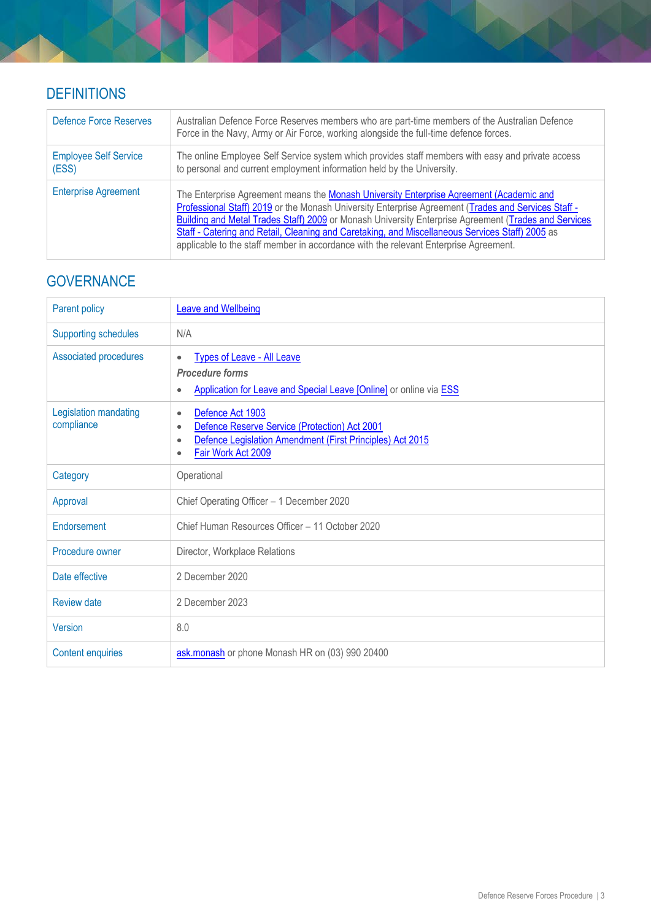## DEFINITIONS

| | |
|---|---|
| Defence Force Reserves | Australian Defence Force Reserves members who are part-time members of the Australian Defence Force in the Navy, Army or Air Force, working alongside the full-time defence forces. |
| Employee Self Service (ESS) | The online Employee Self Service system which provides staff members with easy and private access to personal and current employment information held by the University. |
| Enterprise Agreement | The Enterprise Agreement means the Monash University Enterprise Agreement (Academic and Professional Staff) 2019 or the Monash University Enterprise Agreement (Trades and Services Staff - Building and Metal Trades Staff) 2009 or Monash University Enterprise Agreement (Trades and Services Staff - Catering and Retail, Cleaning and Caretaking, and Miscellaneous Services Staff) 2005 as applicable to the staff member in accordance with the relevant Enterprise Agreement. |

## GOVERNANCE

| | |
|---|---|
| Parent policy | Leave and Wellbeing |
| Supporting schedules | N/A |
| Associated procedures | • Types of Leave - All Leave<br>***Procedure forms***<br>• Application for Leave and Special Leave [Online] or online via ESS |
| Legislation mandating compliance | • Defence Act 1903<br>• Defence Reserve Service (Protection) Act 2001<br>• Defence Legislation Amendment (First Principles) Act 2015<br>• Fair Work Act 2009 |
| Category | Operational |
| Approval | Chief Operating Officer – 1 December 2020 |
| Endorsement | Chief Human Resources Officer – 11 October 2020 |
| Procedure owner | Director, Workplace Relations |
| Date effective | 2 December 2020 |
| Review date | 2 December 2023 |
| Version | 8.0 |
| Content enquiries | ask.monash or phone Monash HR on (03) 990 20400 |